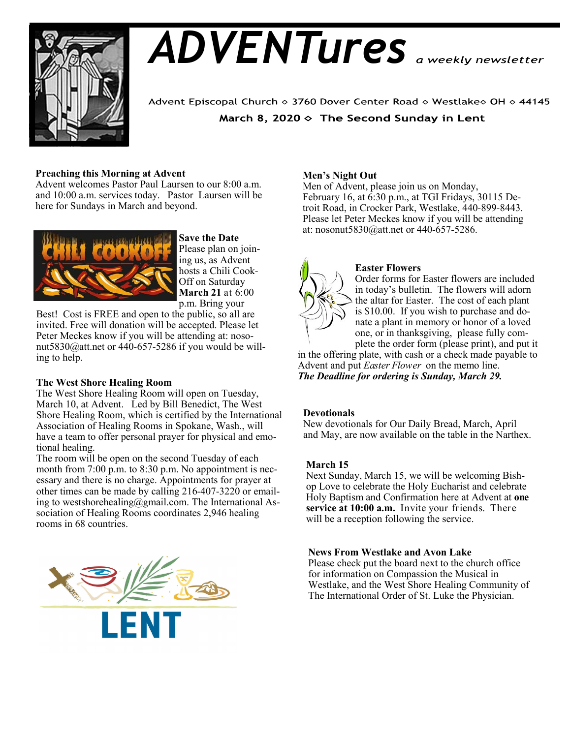# ADVENTures *a weekly newsletter*

Advent Episcopal Church ◇ 3760 Dover Center Road ◇ Westlake◇ OH ◇ 44145

**March 8, 2020 ◇ The Second Sunday in Lent**

**Preaching this Morning at Advent**
Advent welcomes Pastor Paul Laursen to our 8:00 a.m. and 10:00 a.m. services today. Pastor Laursen will be here for Sundays in March and beyond.

**Save the Date**
Please plan on joining us, as Advent hosts a Chili Cook-Off on Saturday **March 21** at 6:00 p.m. Bring your Best! Cost is FREE and open to the public, so all are invited. Free will donation will be accepted. Please let Peter Meckes know if you will be attending at: nosonut5830@att.net or 440-657-5286 if you would be willing to help.

**The West Shore Healing Room**
The West Shore Healing Room will open on Tuesday, March 10, at Advent. Led by Bill Benedict, The West Shore Healing Room, which is certified by the International Association of Healing Rooms in Spokane, Wash., will have a team to offer personal prayer for physical and emotional healing.
The room will be open on the second Tuesday of each month from 7:00 p.m. to 8:30 p.m. No appointment is necessary and there is no charge. Appointments for prayer at other times can be made by calling 216-407-3220 or emailing to westshorehealing@gmail.com. The International Association of Healing Rooms coordinates 2,946 healing rooms in 68 countries.

LENT

**Men's Night Out**
Men of Advent, please join us on Monday, February 16, at 6:30 p.m., at TGI Fridays, 30115 Detroit Road, in Crocker Park, Westlake, 440-899-8443. Please let Peter Meckes know if you will be attending at: nosonut5830@att.net or 440-657-5286.

**Easter Flowers**
Order forms for Easter flowers are included in today's bulletin. The flowers will adorn the altar for Easter. The cost of each plant is $10.00. If you wish to purchase and donate a plant in memory or honor of a loved one, or in thanksgiving, please fully complete the order form (please print), and put it in the offering plate, with cash or a check made payable to Advent and put *Easter Flower* on the memo line.
***The Deadline for ordering is Sunday, March 29.***

**Devotionals**
New devotionals for Our Daily Bread, March, April and May, are now available on the table in the Narthex.

**March 15**
Next Sunday, March 15, we will be welcoming Bishop Love to celebrate the Holy Eucharist and celebrate Holy Baptism and Confirmation here at Advent at **one service at 10:00 a.m.** Invite your friends. There will be a reception following the service.

**News From Westlake and Avon Lake**
Please check put the board next to the church office for information on Compassion the Musical in Westlake, and the West Shore Healing Community of The International Order of St. Luke the Physician.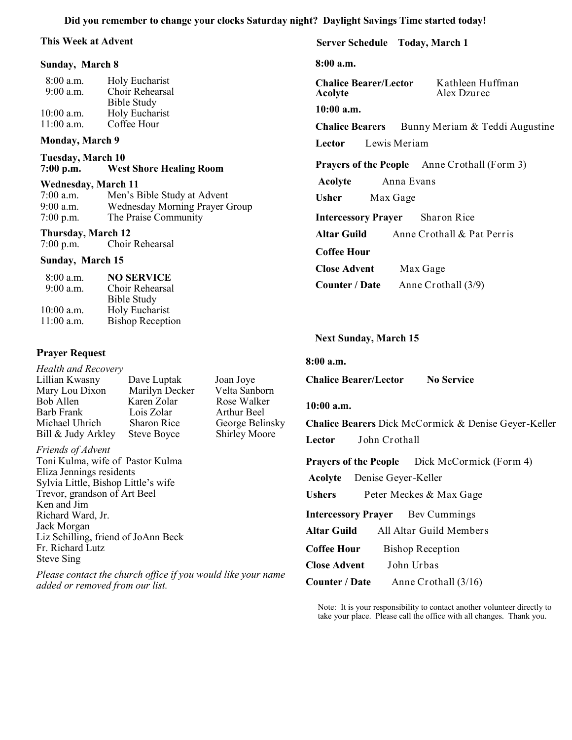**Did you remember to change your clocks Saturday night? Daylight Savings Time started today!**

## This Week at Advent

### Sunday, March 8

| | |
|---|---|
| 8:00 a.m. | Holy Eucharist |
| 9:00 a.m. | Choir Rehearsal |
| | Bible Study |
| 10:00 a.m. | Holy Eucharist |
| 11:00 a.m. | Coffee Hour |

### Monday, March 9

### Tuesday, March 10

**7:00 p.m. West Shore Healing Room**

### Wednesday, March 11

| | |
|---|---|
| 7:00 a.m. | Men's Bible Study at Advent |
| 9:00 a.m. | Wednesday Morning Prayer Group |
| 7:00 p.m. | The Praise Community |

### Thursday, March 12

| | |
|---|---|
| 7:00 p.m. | Choir Rehearsal |

### Sunday, March 15

| | |
|---|---|
| 8:00 a.m. | **NO SERVICE** |
| 9:00 a.m. | Choir Rehearsal |
| | Bible Study |
| 10:00 a.m. | Holy Eucharist |
| 11:00 a.m. | Bishop Reception |

## Prayer Request

*Health and Recovery*

| | | |
|---|---|---|
| Lillian Kwasny | Dave Luptak | Joan Joye |
| Mary Lou Dixon | Marilyn Decker | Velta Sanborn |
| Bob Allen | Karen Zolar | Rose Walker |
| Barb Frank | Lois Zolar | Arthur Beel |
| Michael Uhrich | Sharon Rice | George Belinsky |
| Bill & Judy Arkley | Steve Boyce | Shirley Moore |

*Friends of Advent*

Toni Kulma, wife of Pastor Kulma
Eliza Jennings residents
Sylvia Little, Bishop Little's wife
Trevor, grandson of Art Beel
Ken and Jim
Richard Ward, Jr.
Jack Morgan
Liz Schilling, friend of JoAnn Beck
Fr. Richard Lutz
Steve Sing

*Please contact the church office if you would like your name added or removed from our list.*

## Server Schedule Today, March 1

**8:00 a.m.**

**Chalice Bearer/Lector** Kathleen Huffman
**Acolyte** Alex Dzurec

**10:00 a.m.**

**Chalice Bearers** Bunny Meriam & Teddi Augustine

**Lector** Lewis Meriam

**Prayers of the People** Anne Crothall (Form 3)

**Acolyte** Anna Evans

**Usher** Max Gage

**Intercessory Prayer** Sharon Rice

**Altar Guild** Anne Crothall & Pat Perris

**Coffee Hour**

**Close Advent** Max Gage

**Counter / Date** Anne Crothall (3/9)

## Next Sunday, March 15

**8:00 a.m.**

**Chalice Bearer/Lector** **No Service**

**10:00 a.m.**

**Chalice Bearers** Dick McCormick & Denise Geyer-Keller

**Lector** John Crothall

**Prayers of the People** Dick McCormick (Form 4)

**Acolyte** Denise Geyer-Keller

**Ushers** Peter Meckes & Max Gage

**Intercessory Prayer** Bev Cummings

**Altar Guild** All Altar Guild Members

**Coffee Hour** Bishop Reception

**Close Advent** John Urbas

**Counter / Date** Anne Crothall (3/16)

Note: It is your responsibility to contact another volunteer directly to take your place. Please call the office with all changes. Thank you.